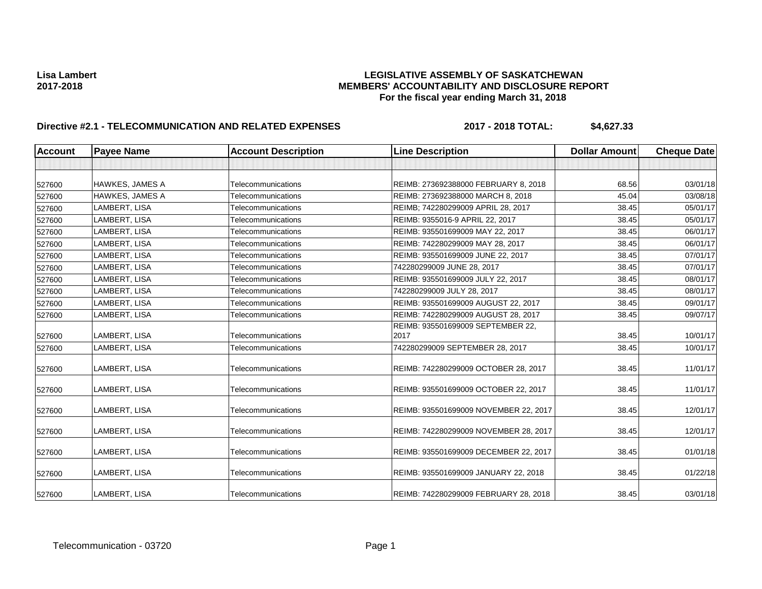**Lisa Lambert**
**2017-2018**

# LEGISLATIVE ASSEMBLY OF SASKATCHEWAN
## MEMBERS' ACCOUNTABILITY AND DISCLOSURE REPORT
### For the fiscal year ending March 31, 2018

**Directive #2.1 - TELECOMMUNICATION AND RELATED EXPENSES** **2017 - 2018 TOTAL: $4,627.33**

| Account | Payee Name | Account Description | Line Description | Dollar Amount | Cheque Date |
|---|---|---|---|---|---|
| | | | | | |
| 527600 | HAWKES, JAMES A | Telecommunications | REIMB: 273692388000 FEBRUARY 8, 2018 | 68.56 | 03/01/18 |
| 527600 | HAWKES, JAMES A | Telecommunications | REIMB: 273692388000 MARCH 8, 2018 | 45.04 | 03/08/18 |
| 527600 | LAMBERT, LISA | Telecommunications | REIMB; 742280299009 APRIL 28, 2017 | 38.45 | 05/01/17 |
| 527600 | LAMBERT, LISA | Telecommunications | REIMB: 9355016-9 APRIL 22, 2017 | 38.45 | 05/01/17 |
| 527600 | LAMBERT, LISA | Telecommunications | REIMB: 935501699009 MAY 22, 2017 | 38.45 | 06/01/17 |
| 527600 | LAMBERT, LISA | Telecommunications | REIMB: 742280299009 MAY 28, 2017 | 38.45 | 06/01/17 |
| 527600 | LAMBERT, LISA | Telecommunications | REIMB: 935501699009 JUNE 22, 2017 | 38.45 | 07/01/17 |
| 527600 | LAMBERT, LISA | Telecommunications | 742280299009 JUNE 28, 2017 | 38.45 | 07/01/17 |
| 527600 | LAMBERT, LISA | Telecommunications | REIMB: 935501699009 JULY 22, 2017 | 38.45 | 08/01/17 |
| 527600 | LAMBERT, LISA | Telecommunications | 742280299009 JULY 28, 2017 | 38.45 | 08/01/17 |
| 527600 | LAMBERT, LISA | Telecommunications | REIMB: 935501699009 AUGUST 22, 2017 | 38.45 | 09/01/17 |
| 527600 | LAMBERT, LISA | Telecommunications | REIMB: 742280299009 AUGUST 28, 2017 | 38.45 | 09/07/17 |
| 527600 | LAMBERT, LISA | Telecommunications | REIMB: 935501699009 SEPTEMBER 22, 2017 | 38.45 | 10/01/17 |
| 527600 | LAMBERT, LISA | Telecommunications | 742280299009 SEPTEMBER 28, 2017 | 38.45 | 10/01/17 |
| 527600 | LAMBERT, LISA | Telecommunications | REIMB: 742280299009 OCTOBER 28, 2017 | 38.45 | 11/01/17 |
| 527600 | LAMBERT, LISA | Telecommunications | REIMB: 935501699009 OCTOBER 22, 2017 | 38.45 | 11/01/17 |
| 527600 | LAMBERT, LISA | Telecommunications | REIMB: 935501699009 NOVEMBER 22, 2017 | 38.45 | 12/01/17 |
| 527600 | LAMBERT, LISA | Telecommunications | REIMB: 742280299009 NOVEMBER 28, 2017 | 38.45 | 12/01/17 |
| 527600 | LAMBERT, LISA | Telecommunications | REIMB: 935501699009 DECEMBER 22, 2017 | 38.45 | 01/01/18 |
| 527600 | LAMBERT, LISA | Telecommunications | REIMB: 935501699009 JANUARY 22, 2018 | 38.45 | 01/22/18 |
| 527600 | LAMBERT, LISA | Telecommunications | REIMB: 742280299009 FEBRUARY 28, 2018 | 38.45 | 03/01/18 |

Telecommunication - 03720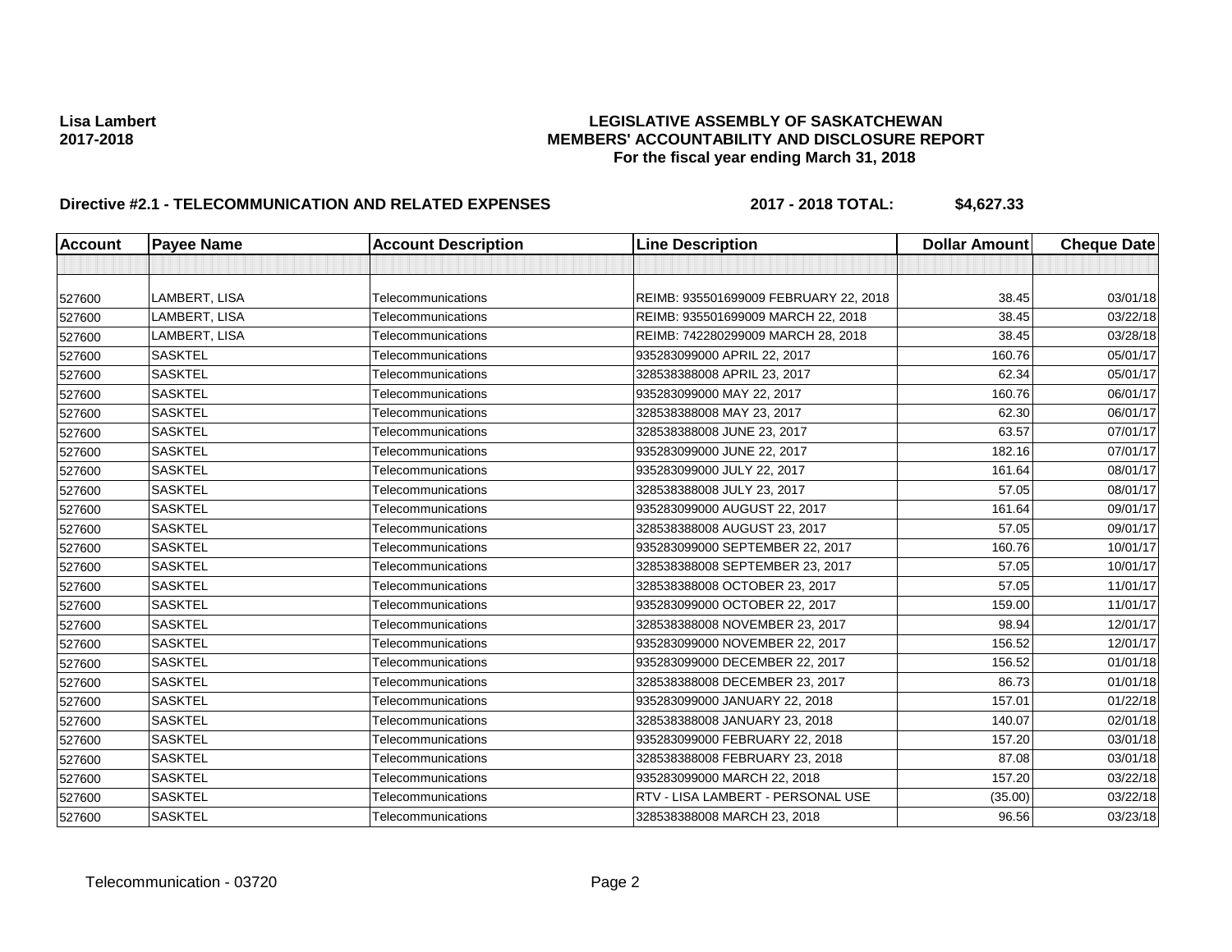**Lisa Lambert**
**2017-2018**

**LEGISLATIVE ASSEMBLY OF SASKATCHEWAN**
**MEMBERS' ACCOUNTABILITY AND DISCLOSURE REPORT**
**For the fiscal year ending March 31, 2018**

**Directive #2.1 - TELECOMMUNICATION AND RELATED EXPENSES** **2017 - 2018 TOTAL: $4,627.33**

| Account | Payee Name | Account Description | Line Description | Dollar Amount | Cheque Date |
|---|---|---|---|---|---|
| | | | | | |
| 527600 | LAMBERT, LISA | Telecommunications | REIMB: 935501699009 FEBRUARY 22, 2018 | 38.45 | 03/01/18 |
| 527600 | LAMBERT, LISA | Telecommunications | REIMB: 935501699009 MARCH 22, 2018 | 38.45 | 03/22/18 |
| 527600 | LAMBERT, LISA | Telecommunications | REIMB: 742280299009 MARCH 28, 2018 | 38.45 | 03/28/18 |
| 527600 | SASKTEL | Telecommunications | 935283099000 APRIL 22, 2017 | 160.76 | 05/01/17 |
| 527600 | SASKTEL | Telecommunications | 328538388008 APRIL 23, 2017 | 62.34 | 05/01/17 |
| 527600 | SASKTEL | Telecommunications | 935283099000 MAY 22, 2017 | 160.76 | 06/01/17 |
| 527600 | SASKTEL | Telecommunications | 328538388008 MAY 23, 2017 | 62.30 | 06/01/17 |
| 527600 | SASKTEL | Telecommunications | 328538388008 JUNE 23, 2017 | 63.57 | 07/01/17 |
| 527600 | SASKTEL | Telecommunications | 935283099000 JUNE 22, 2017 | 182.16 | 07/01/17 |
| 527600 | SASKTEL | Telecommunications | 935283099000 JULY 22, 2017 | 161.64 | 08/01/17 |
| 527600 | SASKTEL | Telecommunications | 328538388008 JULY 23, 2017 | 57.05 | 08/01/17 |
| 527600 | SASKTEL | Telecommunications | 935283099000 AUGUST 22, 2017 | 161.64 | 09/01/17 |
| 527600 | SASKTEL | Telecommunications | 328538388008 AUGUST 23, 2017 | 57.05 | 09/01/17 |
| 527600 | SASKTEL | Telecommunications | 935283099000 SEPTEMBER 22, 2017 | 160.76 | 10/01/17 |
| 527600 | SASKTEL | Telecommunications | 328538388008 SEPTEMBER 23, 2017 | 57.05 | 10/01/17 |
| 527600 | SASKTEL | Telecommunications | 328538388008 OCTOBER 23, 2017 | 57.05 | 11/01/17 |
| 527600 | SASKTEL | Telecommunications | 935283099000 OCTOBER 22, 2017 | 159.00 | 11/01/17 |
| 527600 | SASKTEL | Telecommunications | 328538388008 NOVEMBER 23, 2017 | 98.94 | 12/01/17 |
| 527600 | SASKTEL | Telecommunications | 935283099000 NOVEMBER 22, 2017 | 156.52 | 12/01/17 |
| 527600 | SASKTEL | Telecommunications | 935283099000 DECEMBER 22, 2017 | 156.52 | 01/01/18 |
| 527600 | SASKTEL | Telecommunications | 328538388008 DECEMBER 23, 2017 | 86.73 | 01/01/18 |
| 527600 | SASKTEL | Telecommunications | 935283099000 JANUARY 22, 2018 | 157.01 | 01/22/18 |
| 527600 | SASKTEL | Telecommunications | 328538388008 JANUARY 23, 2018 | 140.07 | 02/01/18 |
| 527600 | SASKTEL | Telecommunications | 935283099000 FEBRUARY 22, 2018 | 157.20 | 03/01/18 |
| 527600 | SASKTEL | Telecommunications | 328538388008 FEBRUARY 23, 2018 | 87.08 | 03/01/18 |
| 527600 | SASKTEL | Telecommunications | 935283099000 MARCH 22, 2018 | 157.20 | 03/22/18 |
| 527600 | SASKTEL | Telecommunications | RTV - LISA LAMBERT - PERSONAL USE | (35.00) | 03/22/18 |
| 527600 | SASKTEL | Telecommunications | 328538388008 MARCH 23, 2018 | 96.56 | 03/23/18 |

Telecommunication - 03720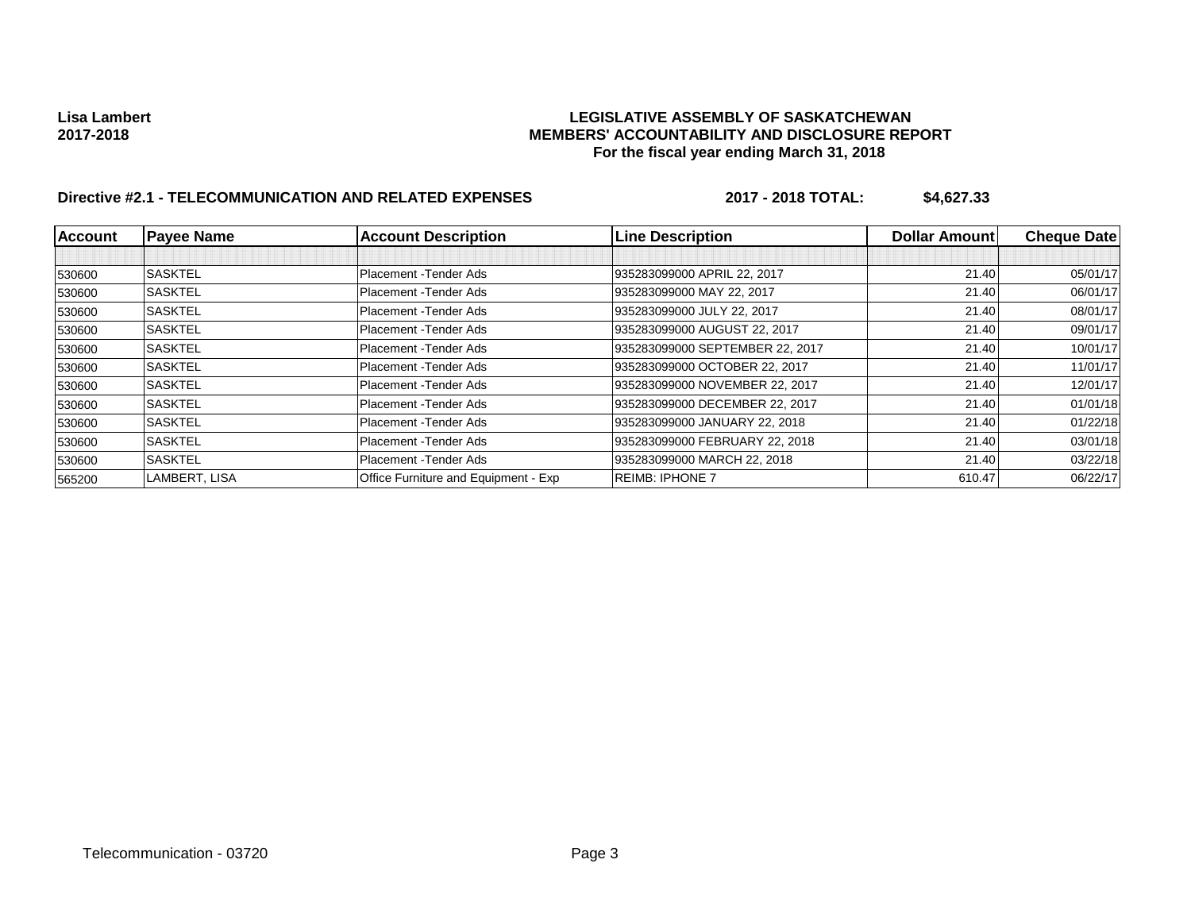**Lisa Lambert**
**2017-2018**

**LEGISLATIVE ASSEMBLY OF SASKATCHEWAN**
**MEMBERS' ACCOUNTABILITY AND DISCLOSURE REPORT**
**For the fiscal year ending March 31, 2018**

**Directive #2.1 - TELECOMMUNICATION AND RELATED EXPENSES** **2017 - 2018 TOTAL: $4,627.33**

| Account | Payee Name | Account Description | Line Description | Dollar Amount | Cheque Date |
|---|---|---|---|---|---|
| | | | | | |
| 530600 | SASKTEL | Placement -Tender Ads | 935283099000 APRIL 22, 2017 | 21.40 | 05/01/17 |
| 530600 | SASKTEL | Placement -Tender Ads | 935283099000 MAY 22, 2017 | 21.40 | 06/01/17 |
| 530600 | SASKTEL | Placement -Tender Ads | 935283099000 JULY 22, 2017 | 21.40 | 08/01/17 |
| 530600 | SASKTEL | Placement -Tender Ads | 935283099000 AUGUST 22, 2017 | 21.40 | 09/01/17 |
| 530600 | SASKTEL | Placement -Tender Ads | 935283099000 SEPTEMBER 22, 2017 | 21.40 | 10/01/17 |
| 530600 | SASKTEL | Placement -Tender Ads | 935283099000 OCTOBER 22, 2017 | 21.40 | 11/01/17 |
| 530600 | SASKTEL | Placement -Tender Ads | 935283099000 NOVEMBER 22, 2017 | 21.40 | 12/01/17 |
| 530600 | SASKTEL | Placement -Tender Ads | 935283099000 DECEMBER 22, 2017 | 21.40 | 01/01/18 |
| 530600 | SASKTEL | Placement -Tender Ads | 935283099000 JANUARY 22, 2018 | 21.40 | 01/22/18 |
| 530600 | SASKTEL | Placement -Tender Ads | 935283099000 FEBRUARY 22, 2018 | 21.40 | 03/01/18 |
| 530600 | SASKTEL | Placement -Tender Ads | 935283099000 MARCH 22, 2018 | 21.40 | 03/22/18 |
| 565200 | LAMBERT, LISA | Office Furniture and Equipment - Exp | REIMB: IPHONE 7 | 610.47 | 06/22/17 |

Telecommunication - 03720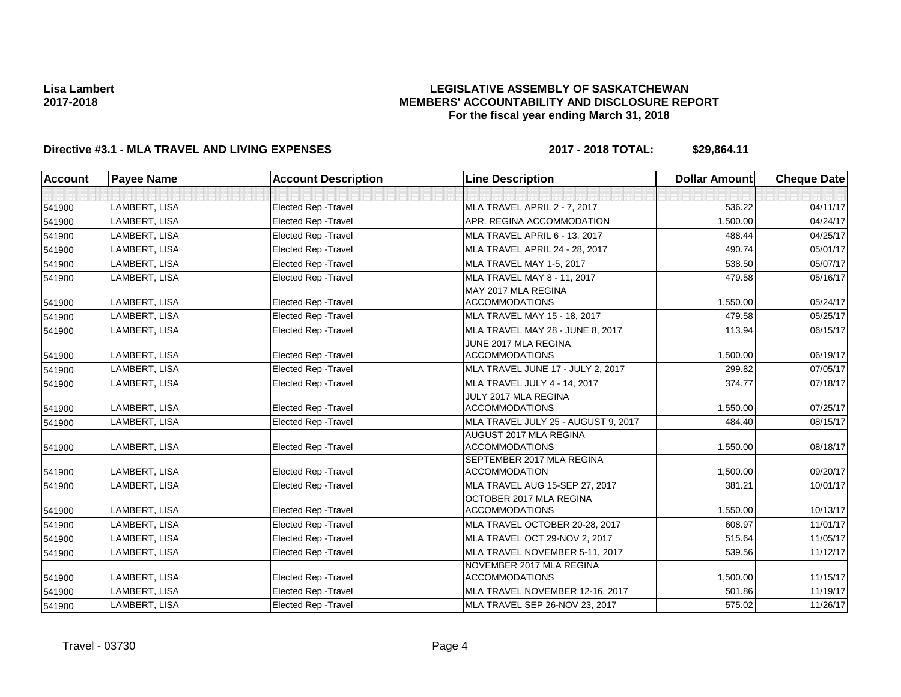**Lisa Lambert**
**2017-2018**

# LEGISLATIVE ASSEMBLY OF SASKATCHEWAN
## MEMBERS' ACCOUNTABILITY AND DISCLOSURE REPORT
### For the fiscal year ending March 31, 2018

**Directive #3.1 - MLA TRAVEL AND LIVING EXPENSES** **2017 - 2018 TOTAL: $29,864.11**

| Account | Payee Name | Account Description | Line Description | Dollar Amount | Cheque Date |
|---|---|---|---|---|---|
| | | | | | |
| 541900 | LAMBERT, LISA | Elected Rep -Travel | MLA TRAVEL APRIL 2 - 7, 2017 | 536.22 | 04/11/17 |
| 541900 | LAMBERT, LISA | Elected Rep -Travel | APR. REGINA ACCOMMODATION | 1,500.00 | 04/24/17 |
| 541900 | LAMBERT, LISA | Elected Rep -Travel | MLA TRAVEL APRIL 6 - 13, 2017 | 488.44 | 04/25/17 |
| 541900 | LAMBERT, LISA | Elected Rep -Travel | MLA TRAVEL APRIL 24 - 28, 2017 | 490.74 | 05/01/17 |
| 541900 | LAMBERT, LISA | Elected Rep -Travel | MLA TRAVEL MAY 1-5, 2017 | 538.50 | 05/07/17 |
| 541900 | LAMBERT, LISA | Elected Rep -Travel | MLA TRAVEL MAY 8 - 11, 2017 | 479.58 | 05/16/17 |
| 541900 | LAMBERT, LISA | Elected Rep -Travel | MAY 2017 MLA REGINA ACCOMMODATIONS | 1,550.00 | 05/24/17 |
| 541900 | LAMBERT, LISA | Elected Rep -Travel | MLA TRAVEL MAY 15 - 18, 2017 | 479.58 | 05/25/17 |
| 541900 | LAMBERT, LISA | Elected Rep -Travel | MLA TRAVEL MAY 28 - JUNE 8, 2017 | 113.94 | 06/15/17 |
| 541900 | LAMBERT, LISA | Elected Rep -Travel | JUNE 2017 MLA REGINA ACCOMMODATIONS | 1,500.00 | 06/19/17 |
| 541900 | LAMBERT, LISA | Elected Rep -Travel | MLA TRAVEL JUNE 17 - JULY 2, 2017 | 299.82 | 07/05/17 |
| 541900 | LAMBERT, LISA | Elected Rep -Travel | MLA TRAVEL JULY 4 - 14, 2017 | 374.77 | 07/18/17 |
| 541900 | LAMBERT, LISA | Elected Rep -Travel | JULY 2017 MLA REGINA ACCOMMODATIONS | 1,550.00 | 07/25/17 |
| 541900 | LAMBERT, LISA | Elected Rep -Travel | MLA TRAVEL JULY 25 - AUGUST 9, 2017 | 484.40 | 08/15/17 |
| 541900 | LAMBERT, LISA | Elected Rep -Travel | AUGUST 2017 MLA REGINA ACCOMMODATIONS | 1,550.00 | 08/18/17 |
| 541900 | LAMBERT, LISA | Elected Rep -Travel | SEPTEMBER 2017 MLA REGINA ACCOMMODATION | 1,500.00 | 09/20/17 |
| 541900 | LAMBERT, LISA | Elected Rep -Travel | MLA TRAVEL AUG 15-SEP 27, 2017 | 381.21 | 10/01/17 |
| 541900 | LAMBERT, LISA | Elected Rep -Travel | OCTOBER 2017 MLA REGINA ACCOMMODATIONS | 1,550.00 | 10/13/17 |
| 541900 | LAMBERT, LISA | Elected Rep -Travel | MLA TRAVEL OCTOBER 20-28, 2017 | 608.97 | 11/01/17 |
| 541900 | LAMBERT, LISA | Elected Rep -Travel | MLA TRAVEL OCT 29-NOV 2, 2017 | 515.64 | 11/05/17 |
| 541900 | LAMBERT, LISA | Elected Rep -Travel | MLA TRAVEL NOVEMBER 5-11, 2017 | 539.56 | 11/12/17 |
| 541900 | LAMBERT, LISA | Elected Rep -Travel | NOVEMBER 2017 MLA REGINA ACCOMMODATIONS | 1,500.00 | 11/15/17 |
| 541900 | LAMBERT, LISA | Elected Rep -Travel | MLA TRAVEL NOVEMBER 12-16, 2017 | 501.86 | 11/19/17 |
| 541900 | LAMBERT, LISA | Elected Rep -Travel | MLA TRAVEL SEP 26-NOV 23, 2017 | 575.02 | 11/26/17 |

Travel - 03730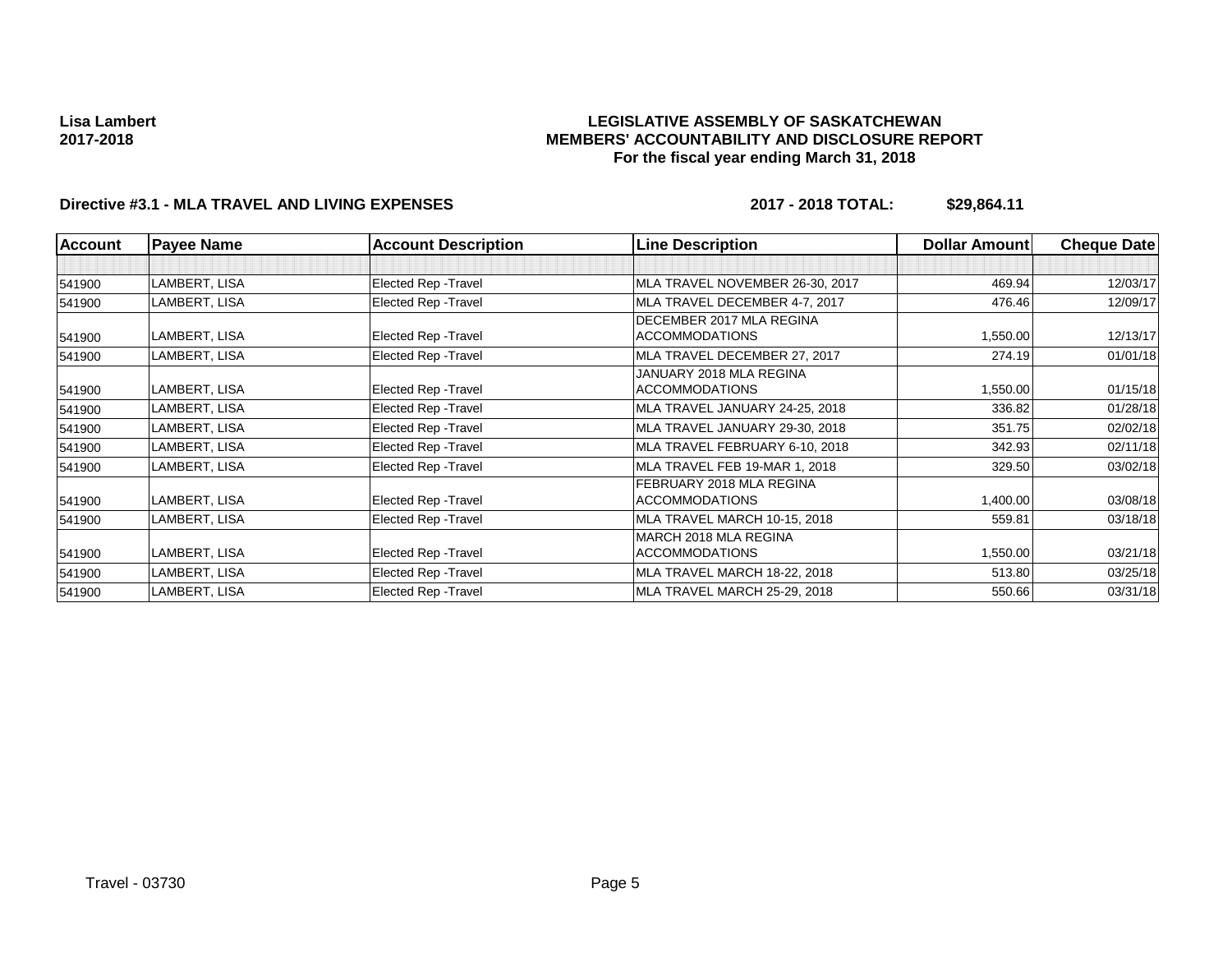**Lisa Lambert**
**2017-2018**

# LEGISLATIVE ASSEMBLY OF SASKATCHEWAN
## MEMBERS' ACCOUNTABILITY AND DISCLOSURE REPORT
### For the fiscal year ending March 31, 2018

**Directive #3.1 - MLA TRAVEL AND LIVING EXPENSES** **2017 - 2018 TOTAL: $29,864.11**

| Account | Payee Name | Account Description | Line Description | Dollar Amount | Cheque Date |
|---|---|---|---|---|---|
| | | | | | |
| 541900 | LAMBERT, LISA | Elected Rep -Travel | MLA TRAVEL NOVEMBER 26-30, 2017 | 469.94 | 12/03/17 |
| 541900 | LAMBERT, LISA | Elected Rep -Travel | MLA TRAVEL DECEMBER 4-7, 2017 | 476.46 | 12/09/17 |
| 541900 | LAMBERT, LISA | Elected Rep -Travel | DECEMBER 2017 MLA REGINA ACCOMMODATIONS | 1,550.00 | 12/13/17 |
| 541900 | LAMBERT, LISA | Elected Rep -Travel | MLA TRAVEL DECEMBER 27, 2017 | 274.19 | 01/01/18 |
| 541900 | LAMBERT, LISA | Elected Rep -Travel | JANUARY 2018 MLA REGINA ACCOMMODATIONS | 1,550.00 | 01/15/18 |
| 541900 | LAMBERT, LISA | Elected Rep -Travel | MLA TRAVEL JANUARY 24-25, 2018 | 336.82 | 01/28/18 |
| 541900 | LAMBERT, LISA | Elected Rep -Travel | MLA TRAVEL JANUARY 29-30, 2018 | 351.75 | 02/02/18 |
| 541900 | LAMBERT, LISA | Elected Rep -Travel | MLA TRAVEL FEBRUARY 6-10, 2018 | 342.93 | 02/11/18 |
| 541900 | LAMBERT, LISA | Elected Rep -Travel | MLA TRAVEL FEB 19-MAR 1, 2018 | 329.50 | 03/02/18 |
| 541900 | LAMBERT, LISA | Elected Rep -Travel | FEBRUARY 2018 MLA REGINA ACCOMMODATIONS | 1,400.00 | 03/08/18 |
| 541900 | LAMBERT, LISA | Elected Rep -Travel | MLA TRAVEL MARCH 10-15, 2018 | 559.81 | 03/18/18 |
| 541900 | LAMBERT, LISA | Elected Rep -Travel | MARCH 2018 MLA REGINA ACCOMMODATIONS | 1,550.00 | 03/21/18 |
| 541900 | LAMBERT, LISA | Elected Rep -Travel | MLA TRAVEL MARCH 18-22, 2018 | 513.80 | 03/25/18 |
| 541900 | LAMBERT, LISA | Elected Rep -Travel | MLA TRAVEL MARCH 25-29, 2018 | 550.66 | 03/31/18 |

Travel - 03730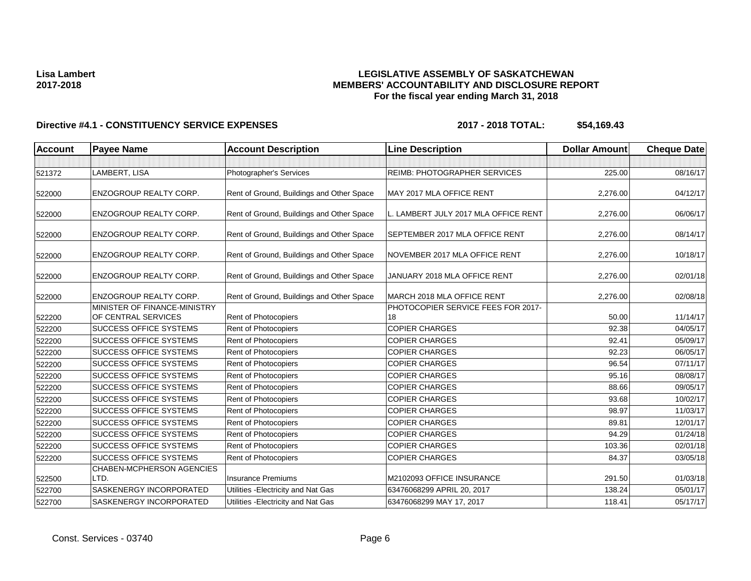**Lisa Lambert**
**2017-2018**

## LEGISLATIVE ASSEMBLY OF SASKATCHEWAN
## MEMBERS' ACCOUNTABILITY AND DISCLOSURE REPORT
### For the fiscal year ending March 31, 2018

**Directive #4.1 - CONSTITUENCY SERVICE EXPENSES** **2017 - 2018 TOTAL: $54,169.43**

| Account | Payee Name | Account Description | Line Description | Dollar Amount | Cheque Date |
|---|---|---|---|---|---|
| | | | | | |
| 521372 | LAMBERT, LISA | Photographer's Services | REIMB: PHOTOGRAPHER SERVICES | 225.00 | 08/16/17 |
| 522000 | ENZOGROUP REALTY CORP. | Rent of Ground, Buildings and Other Space | MAY 2017 MLA OFFICE RENT | 2,276.00 | 04/12/17 |
| 522000 | ENZOGROUP REALTY CORP. | Rent of Ground, Buildings and Other Space | L. LAMBERT JULY 2017 MLA OFFICE RENT | 2,276.00 | 06/06/17 |
| 522000 | ENZOGROUP REALTY CORP. | Rent of Ground, Buildings and Other Space | SEPTEMBER 2017 MLA OFFICE RENT | 2,276.00 | 08/14/17 |
| 522000 | ENZOGROUP REALTY CORP. | Rent of Ground, Buildings and Other Space | NOVEMBER 2017 MLA OFFICE RENT | 2,276.00 | 10/18/17 |
| 522000 | ENZOGROUP REALTY CORP. | Rent of Ground, Buildings and Other Space | JANUARY 2018 MLA OFFICE RENT | 2,276.00 | 02/01/18 |
| 522000 | ENZOGROUP REALTY CORP. | Rent of Ground, Buildings and Other Space | MARCH 2018 MLA OFFICE RENT | 2,276.00 | 02/08/18 |
| 522200 | MINISTER OF FINANCE-MINISTRY OF CENTRAL SERVICES | Rent of Photocopiers | PHOTOCOPIER SERVICE FEES FOR 2017-18 | 50.00 | 11/14/17 |
| 522200 | SUCCESS OFFICE SYSTEMS | Rent of Photocopiers | COPIER CHARGES | 92.38 | 04/05/17 |
| 522200 | SUCCESS OFFICE SYSTEMS | Rent of Photocopiers | COPIER CHARGES | 92.41 | 05/09/17 |
| 522200 | SUCCESS OFFICE SYSTEMS | Rent of Photocopiers | COPIER CHARGES | 92.23 | 06/05/17 |
| 522200 | SUCCESS OFFICE SYSTEMS | Rent of Photocopiers | COPIER CHARGES | 96.54 | 07/11/17 |
| 522200 | SUCCESS OFFICE SYSTEMS | Rent of Photocopiers | COPIER CHARGES | 95.16 | 08/08/17 |
| 522200 | SUCCESS OFFICE SYSTEMS | Rent of Photocopiers | COPIER CHARGES | 88.66 | 09/05/17 |
| 522200 | SUCCESS OFFICE SYSTEMS | Rent of Photocopiers | COPIER CHARGES | 93.68 | 10/02/17 |
| 522200 | SUCCESS OFFICE SYSTEMS | Rent of Photocopiers | COPIER CHARGES | 98.97 | 11/03/17 |
| 522200 | SUCCESS OFFICE SYSTEMS | Rent of Photocopiers | COPIER CHARGES | 89.81 | 12/01/17 |
| 522200 | SUCCESS OFFICE SYSTEMS | Rent of Photocopiers | COPIER CHARGES | 94.29 | 01/24/18 |
| 522200 | SUCCESS OFFICE SYSTEMS | Rent of Photocopiers | COPIER CHARGES | 103.36 | 02/01/18 |
| 522200 | SUCCESS OFFICE SYSTEMS | Rent of Photocopiers | COPIER CHARGES | 84.37 | 03/05/18 |
| 522500 | CHABEN-MCPHERSON AGENCIES LTD. | Insurance Premiums | M2102093 OFFICE INSURANCE | 291.50 | 01/03/18 |
| 522700 | SASKENERGY INCORPORATED | Utilities -Electricity and Nat Gas | 63476068299 APRIL 20, 2017 | 138.24 | 05/01/17 |
| 522700 | SASKENERGY INCORPORATED | Utilities -Electricity and Nat Gas | 63476068299 MAY 17, 2017 | 118.41 | 05/17/17 |

Const. Services - 03740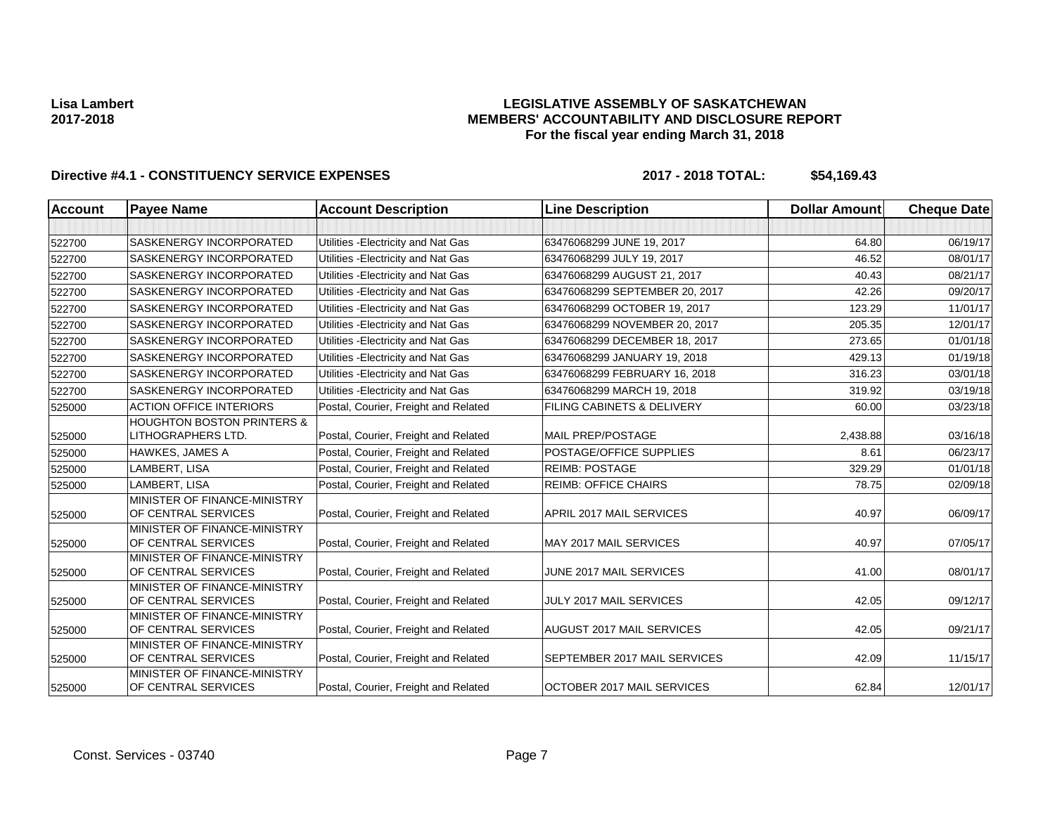**Lisa Lambert**
**2017-2018**

**LEGISLATIVE ASSEMBLY OF SASKATCHEWAN**
**MEMBERS' ACCOUNTABILITY AND DISCLOSURE REPORT**
**For the fiscal year ending March 31, 2018**

**Directive #4.1 - CONSTITUENCY SERVICE EXPENSES** **2017 - 2018 TOTAL: $54,169.43**

| Account | Payee Name | Account Description | Line Description | Dollar Amount | Cheque Date |
|---|---|---|---|---|---|
| | | | | | |
| 522700 | SASKENERGY INCORPORATED | Utilities -Electricity and Nat Gas | 63476068299 JUNE 19, 2017 | 64.80 | 06/19/17 |
| 522700 | SASKENERGY INCORPORATED | Utilities -Electricity and Nat Gas | 63476068299 JULY 19, 2017 | 46.52 | 08/01/17 |
| 522700 | SASKENERGY INCORPORATED | Utilities -Electricity and Nat Gas | 63476068299 AUGUST 21, 2017 | 40.43 | 08/21/17 |
| 522700 | SASKENERGY INCORPORATED | Utilities -Electricity and Nat Gas | 63476068299 SEPTEMBER 20, 2017 | 42.26 | 09/20/17 |
| 522700 | SASKENERGY INCORPORATED | Utilities -Electricity and Nat Gas | 63476068299 OCTOBER 19, 2017 | 123.29 | 11/01/17 |
| 522700 | SASKENERGY INCORPORATED | Utilities -Electricity and Nat Gas | 63476068299 NOVEMBER 20, 2017 | 205.35 | 12/01/17 |
| 522700 | SASKENERGY INCORPORATED | Utilities -Electricity and Nat Gas | 63476068299 DECEMBER 18, 2017 | 273.65 | 01/01/18 |
| 522700 | SASKENERGY INCORPORATED | Utilities -Electricity and Nat Gas | 63476068299 JANUARY 19, 2018 | 429.13 | 01/19/18 |
| 522700 | SASKENERGY INCORPORATED | Utilities -Electricity and Nat Gas | 63476068299 FEBRUARY 16, 2018 | 316.23 | 03/01/18 |
| 522700 | SASKENERGY INCORPORATED | Utilities -Electricity and Nat Gas | 63476068299 MARCH 19, 2018 | 319.92 | 03/19/18 |
| 525000 | ACTION OFFICE INTERIORS | Postal, Courier, Freight and Related | FILING CABINETS & DELIVERY | 60.00 | 03/23/18 |
| 525000 | HOUGHTON BOSTON PRINTERS & LITHOGRAPHERS LTD. | Postal, Courier, Freight and Related | MAIL PREP/POSTAGE | 2,438.88 | 03/16/18 |
| 525000 | HAWKES, JAMES A | Postal, Courier, Freight and Related | POSTAGE/OFFICE SUPPLIES | 8.61 | 06/23/17 |
| 525000 | LAMBERT, LISA | Postal, Courier, Freight and Related | REIMB: POSTAGE | 329.29 | 01/01/18 |
| 525000 | LAMBERT, LISA | Postal, Courier, Freight and Related | REIMB: OFFICE CHAIRS | 78.75 | 02/09/18 |
| 525000 | MINISTER OF FINANCE-MINISTRY OF CENTRAL SERVICES | Postal, Courier, Freight and Related | APRIL 2017 MAIL SERVICES | 40.97 | 06/09/17 |
| 525000 | MINISTER OF FINANCE-MINISTRY OF CENTRAL SERVICES | Postal, Courier, Freight and Related | MAY 2017 MAIL SERVICES | 40.97 | 07/05/17 |
| 525000 | MINISTER OF FINANCE-MINISTRY OF CENTRAL SERVICES | Postal, Courier, Freight and Related | JUNE 2017 MAIL SERVICES | 41.00 | 08/01/17 |
| 525000 | MINISTER OF FINANCE-MINISTRY OF CENTRAL SERVICES | Postal, Courier, Freight and Related | JULY 2017 MAIL SERVICES | 42.05 | 09/12/17 |
| 525000 | MINISTER OF FINANCE-MINISTRY OF CENTRAL SERVICES | Postal, Courier, Freight and Related | AUGUST 2017 MAIL SERVICES | 42.05 | 09/21/17 |
| 525000 | MINISTER OF FINANCE-MINISTRY OF CENTRAL SERVICES | Postal, Courier, Freight and Related | SEPTEMBER 2017 MAIL SERVICES | 42.09 | 11/15/17 |
| 525000 | MINISTER OF FINANCE-MINISTRY OF CENTRAL SERVICES | Postal, Courier, Freight and Related | OCTOBER 2017 MAIL SERVICES | 62.84 | 12/01/17 |

Const. Services - 03740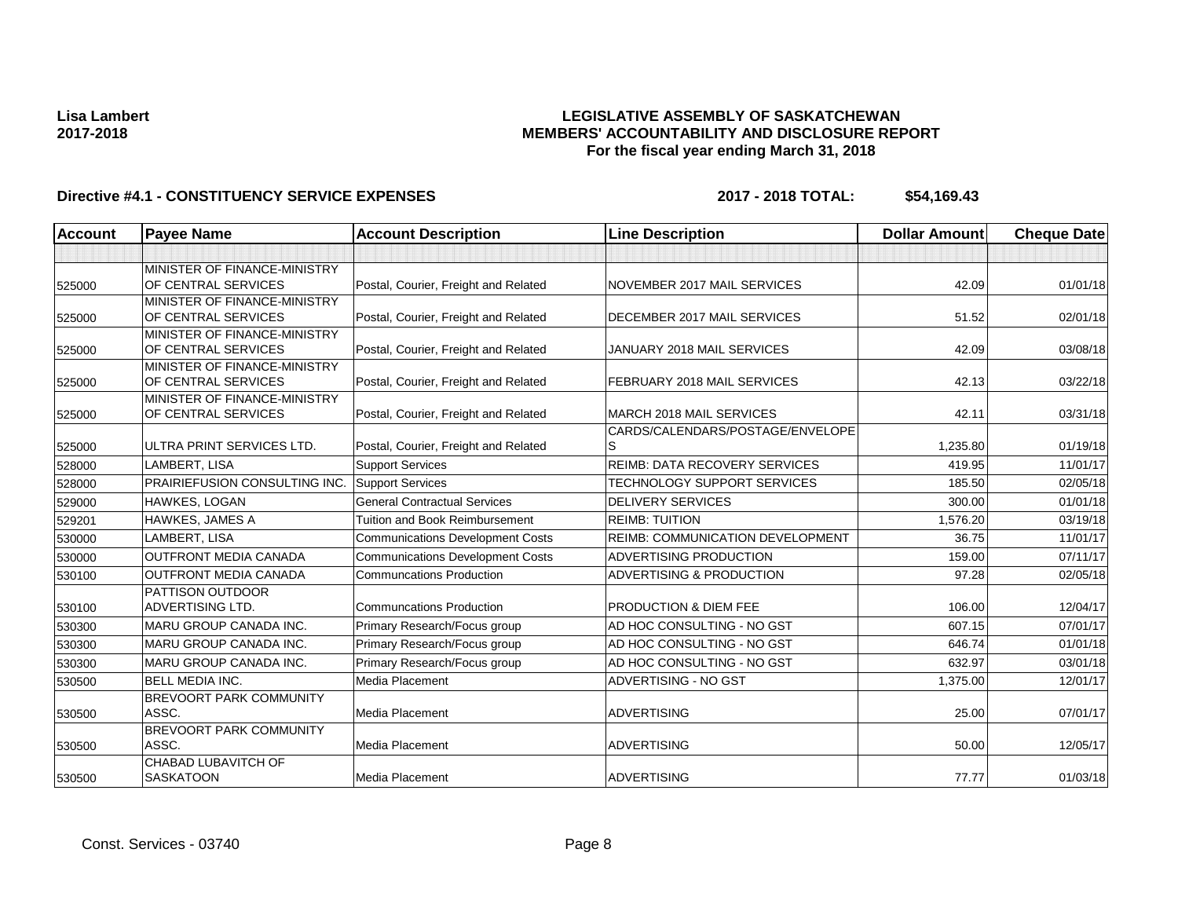Lisa Lambert
2017-2018

**LEGISLATIVE ASSEMBLY OF SASKATCHEWAN**
**MEMBERS' ACCOUNTABILITY AND DISCLOSURE REPORT**
**For the fiscal year ending March 31, 2018**

**Directive #4.1 - CONSTITUENCY SERVICE EXPENSES** **2017 - 2018 TOTAL: $54,169.43**

| Account | Payee Name | Account Description | Line Description | Dollar Amount | Cheque Date |
|---|---|---|---|---|---|
| 525000 | MINISTER OF FINANCE-MINISTRY OF CENTRAL SERVICES | Postal, Courier, Freight and Related | NOVEMBER 2017 MAIL SERVICES | 42.09 | 01/01/18 |
| 525000 | MINISTER OF FINANCE-MINISTRY OF CENTRAL SERVICES | Postal, Courier, Freight and Related | DECEMBER 2017 MAIL SERVICES | 51.52 | 02/01/18 |
| 525000 | MINISTER OF FINANCE-MINISTRY OF CENTRAL SERVICES | Postal, Courier, Freight and Related | JANUARY 2018 MAIL SERVICES | 42.09 | 03/08/18 |
| 525000 | MINISTER OF FINANCE-MINISTRY OF CENTRAL SERVICES | Postal, Courier, Freight and Related | FEBRUARY 2018 MAIL SERVICES | 42.13 | 03/22/18 |
| 525000 | MINISTER OF FINANCE-MINISTRY OF CENTRAL SERVICES | Postal, Courier, Freight and Related | MARCH 2018 MAIL SERVICES | 42.11 | 03/31/18 |
| 525000 | ULTRA PRINT SERVICES LTD. | Postal, Courier, Freight and Related | CARDS/CALENDARS/POSTAGE/ENVELOPES | 1,235.80 | 01/19/18 |
| 528000 | LAMBERT, LISA | Support Services | REIMB: DATA RECOVERY SERVICES | 419.95 | 11/01/17 |
| 528000 | PRAIRIEFUSION CONSULTING INC. | Support Services | TECHNOLOGY SUPPORT SERVICES | 185.50 | 02/05/18 |
| 529000 | HAWKES, LOGAN | General Contractual Services | DELIVERY SERVICES | 300.00 | 01/01/18 |
| 529201 | HAWKES, JAMES A | Tuition and Book Reimbursement | REIMB: TUITION | 1,576.20 | 03/19/18 |
| 530000 | LAMBERT, LISA | Communications Development Costs | REIMB: COMMUNICATION DEVELOPMENT | 36.75 | 11/01/17 |
| 530000 | OUTFRONT MEDIA CANADA | Communications Development Costs | ADVERTISING PRODUCTION | 159.00 | 07/11/17 |
| 530100 | OUTFRONT MEDIA CANADA | Communcations Production | ADVERTISING & PRODUCTION | 97.28 | 02/05/18 |
| 530100 | PATTISON OUTDOOR ADVERTISING LTD. | Communcations Production | PRODUCTION & DIEM FEE | 106.00 | 12/04/17 |
| 530300 | MARU GROUP CANADA INC. | Primary Research/Focus group | AD HOC CONSULTING - NO GST | 607.15 | 07/01/17 |
| 530300 | MARU GROUP CANADA INC. | Primary Research/Focus group | AD HOC CONSULTING - NO GST | 646.74 | 01/01/18 |
| 530300 | MARU GROUP CANADA INC. | Primary Research/Focus group | AD HOC CONSULTING - NO GST | 632.97 | 03/01/18 |
| 530500 | BELL MEDIA INC. | Media Placement | ADVERTISING - NO GST | 1,375.00 | 12/01/17 |
| 530500 | BREVOORT PARK COMMUNITY ASSC. | Media Placement | ADVERTISING | 25.00 | 07/01/17 |
| 530500 | BREVOORT PARK COMMUNITY ASSC. | Media Placement | ADVERTISING | 50.00 | 12/05/17 |
| 530500 | CHABAD LUBAVITCH OF SASKATOON | Media Placement | ADVERTISING | 77.77 | 01/03/18 |

Const. Services - 03740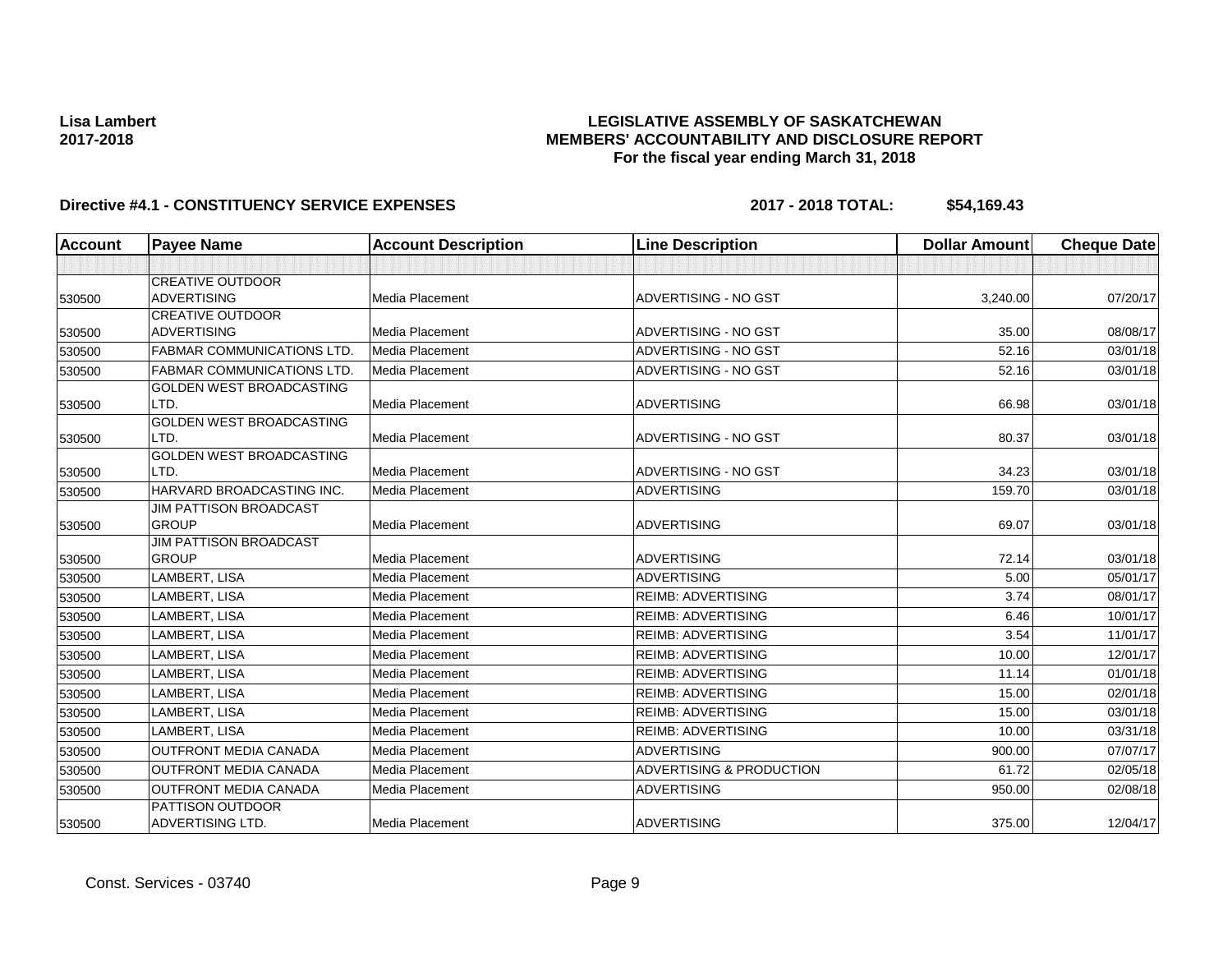**Lisa Lambert**
**2017-2018**

**LEGISLATIVE ASSEMBLY OF SASKATCHEWAN**
**MEMBERS' ACCOUNTABILITY AND DISCLOSURE REPORT**
**For the fiscal year ending March 31, 2018**

**Directive #4.1 - CONSTITUENCY SERVICE EXPENSES** **2017 - 2018 TOTAL: $54,169.43**

| Account | Payee Name | Account Description | Line Description | Dollar Amount | Cheque Date |
|---|---|---|---|---|---|
| | | | | | |
| 530500 | CREATIVE OUTDOOR ADVERTISING | Media Placement | ADVERTISING - NO GST | 3,240.00 | 07/20/17 |
| 530500 | CREATIVE OUTDOOR ADVERTISING | Media Placement | ADVERTISING - NO GST | 35.00 | 08/08/17 |
| 530500 | FABMAR COMMUNICATIONS LTD. | Media Placement | ADVERTISING - NO GST | 52.16 | 03/01/18 |
| 530500 | FABMAR COMMUNICATIONS LTD. | Media Placement | ADVERTISING - NO GST | 52.16 | 03/01/18 |
| 530500 | GOLDEN WEST BROADCASTING LTD. | Media Placement | ADVERTISING | 66.98 | 03/01/18 |
| 530500 | GOLDEN WEST BROADCASTING LTD. | Media Placement | ADVERTISING - NO GST | 80.37 | 03/01/18 |
| 530500 | GOLDEN WEST BROADCASTING LTD. | Media Placement | ADVERTISING - NO GST | 34.23 | 03/01/18 |
| 530500 | HARVARD BROADCASTING INC. | Media Placement | ADVERTISING | 159.70 | 03/01/18 |
| 530500 | JIM PATTISON BROADCAST GROUP | Media Placement | ADVERTISING | 69.07 | 03/01/18 |
| 530500 | JIM PATTISON BROADCAST GROUP | Media Placement | ADVERTISING | 72.14 | 03/01/18 |
| 530500 | LAMBERT, LISA | Media Placement | ADVERTISING | 5.00 | 05/01/17 |
| 530500 | LAMBERT, LISA | Media Placement | REIMB: ADVERTISING | 3.74 | 08/01/17 |
| 530500 | LAMBERT, LISA | Media Placement | REIMB: ADVERTISING | 6.46 | 10/01/17 |
| 530500 | LAMBERT, LISA | Media Placement | REIMB: ADVERTISING | 3.54 | 11/01/17 |
| 530500 | LAMBERT, LISA | Media Placement | REIMB: ADVERTISING | 10.00 | 12/01/17 |
| 530500 | LAMBERT, LISA | Media Placement | REIMB: ADVERTISING | 11.14 | 01/01/18 |
| 530500 | LAMBERT, LISA | Media Placement | REIMB: ADVERTISING | 15.00 | 02/01/18 |
| 530500 | LAMBERT, LISA | Media Placement | REIMB: ADVERTISING | 15.00 | 03/01/18 |
| 530500 | LAMBERT, LISA | Media Placement | REIMB: ADVERTISING | 10.00 | 03/31/18 |
| 530500 | OUTFRONT MEDIA CANADA | Media Placement | ADVERTISING | 900.00 | 07/07/17 |
| 530500 | OUTFRONT MEDIA CANADA | Media Placement | ADVERTISING & PRODUCTION | 61.72 | 02/05/18 |
| 530500 | OUTFRONT MEDIA CANADA | Media Placement | ADVERTISING | 950.00 | 02/08/18 |
| 530500 | PATTISON OUTDOOR ADVERTISING LTD. | Media Placement | ADVERTISING | 375.00 | 12/04/17 |

Const. Services - 03740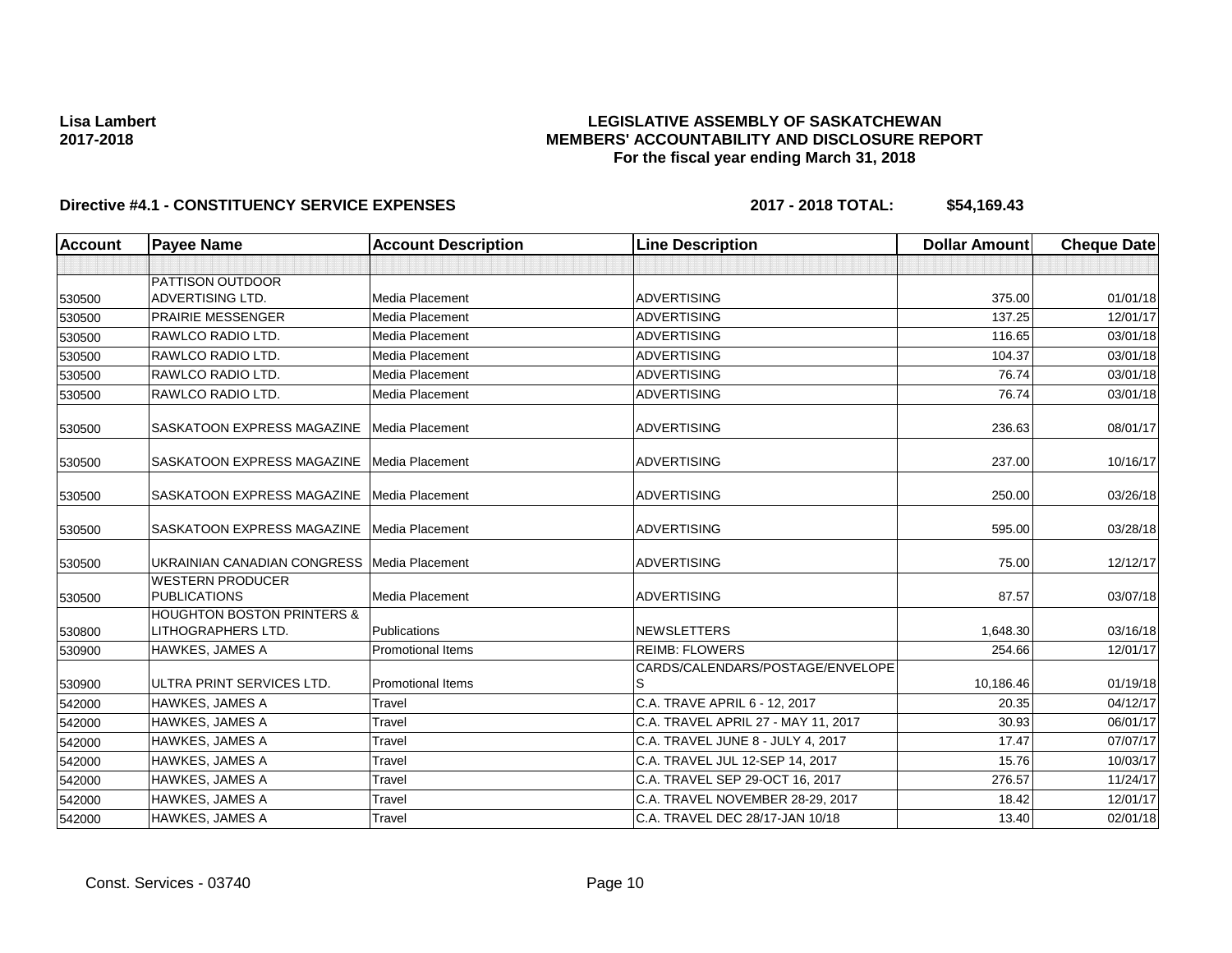**Lisa Lambert**
**2017-2018**

**LEGISLATIVE ASSEMBLY OF SASKATCHEWAN**
**MEMBERS' ACCOUNTABILITY AND DISCLOSURE REPORT**
**For the fiscal year ending March 31, 2018**

**Directive #4.1 - CONSTITUENCY SERVICE EXPENSES** **2017 - 2018 TOTAL: $54,169.43**

| Account | Payee Name | Account Description | Line Description | Dollar Amount | Cheque Date |
|---|---|---|---|---|---|
| | | | | | |
| 530500 | PATTISON OUTDOOR ADVERTISING LTD. | Media Placement | ADVERTISING | 375.00 | 01/01/18 |
| 530500 | PRAIRIE MESSENGER | Media Placement | ADVERTISING | 137.25 | 12/01/17 |
| 530500 | RAWLCO RADIO LTD. | Media Placement | ADVERTISING | 116.65 | 03/01/18 |
| 530500 | RAWLCO RADIO LTD. | Media Placement | ADVERTISING | 104.37 | 03/01/18 |
| 530500 | RAWLCO RADIO LTD. | Media Placement | ADVERTISING | 76.74 | 03/01/18 |
| 530500 | RAWLCO RADIO LTD. | Media Placement | ADVERTISING | 76.74 | 03/01/18 |
| 530500 | SASKATOON EXPRESS MAGAZINE | Media Placement | ADVERTISING | 236.63 | 08/01/17 |
| 530500 | SASKATOON EXPRESS MAGAZINE | Media Placement | ADVERTISING | 237.00 | 10/16/17 |
| 530500 | SASKATOON EXPRESS MAGAZINE | Media Placement | ADVERTISING | 250.00 | 03/26/18 |
| 530500 | SASKATOON EXPRESS MAGAZINE | Media Placement | ADVERTISING | 595.00 | 03/28/18 |
| 530500 | UKRAINIAN CANADIAN CONGRESS | Media Placement | ADVERTISING | 75.00 | 12/12/17 |
| 530500 | WESTERN PRODUCER PUBLICATIONS | Media Placement | ADVERTISING | 87.57 | 03/07/18 |
| 530800 | HOUGHTON BOSTON PRINTERS & LITHOGRAPHERS LTD. | Publications | NEWSLETTERS | 1,648.30 | 03/16/18 |
| 530900 | HAWKES, JAMES A | Promotional Items | REIMB: FLOWERS | 254.66 | 12/01/17 |
| 530900 | ULTRA PRINT SERVICES LTD. | Promotional Items | CARDS/CALENDARS/POSTAGE/ENVELOPES | 10,186.46 | 01/19/18 |
| 542000 | HAWKES, JAMES A | Travel | C.A. TRAVE APRIL 6 - 12, 2017 | 20.35 | 04/12/17 |
| 542000 | HAWKES, JAMES A | Travel | C.A. TRAVEL APRIL 27 - MAY 11, 2017 | 30.93 | 06/01/17 |
| 542000 | HAWKES, JAMES A | Travel | C.A. TRAVEL JUNE 8 - JULY 4, 2017 | 17.47 | 07/07/17 |
| 542000 | HAWKES, JAMES A | Travel | C.A. TRAVEL JUL 12-SEP 14, 2017 | 15.76 | 10/03/17 |
| 542000 | HAWKES, JAMES A | Travel | C.A. TRAVEL SEP 29-OCT 16, 2017 | 276.57 | 11/24/17 |
| 542000 | HAWKES, JAMES A | Travel | C.A. TRAVEL NOVEMBER 28-29, 2017 | 18.42 | 12/01/17 |
| 542000 | HAWKES, JAMES A | Travel | C.A. TRAVEL DEC 28/17-JAN 10/18 | 13.40 | 02/01/18 |

Const. Services - 03740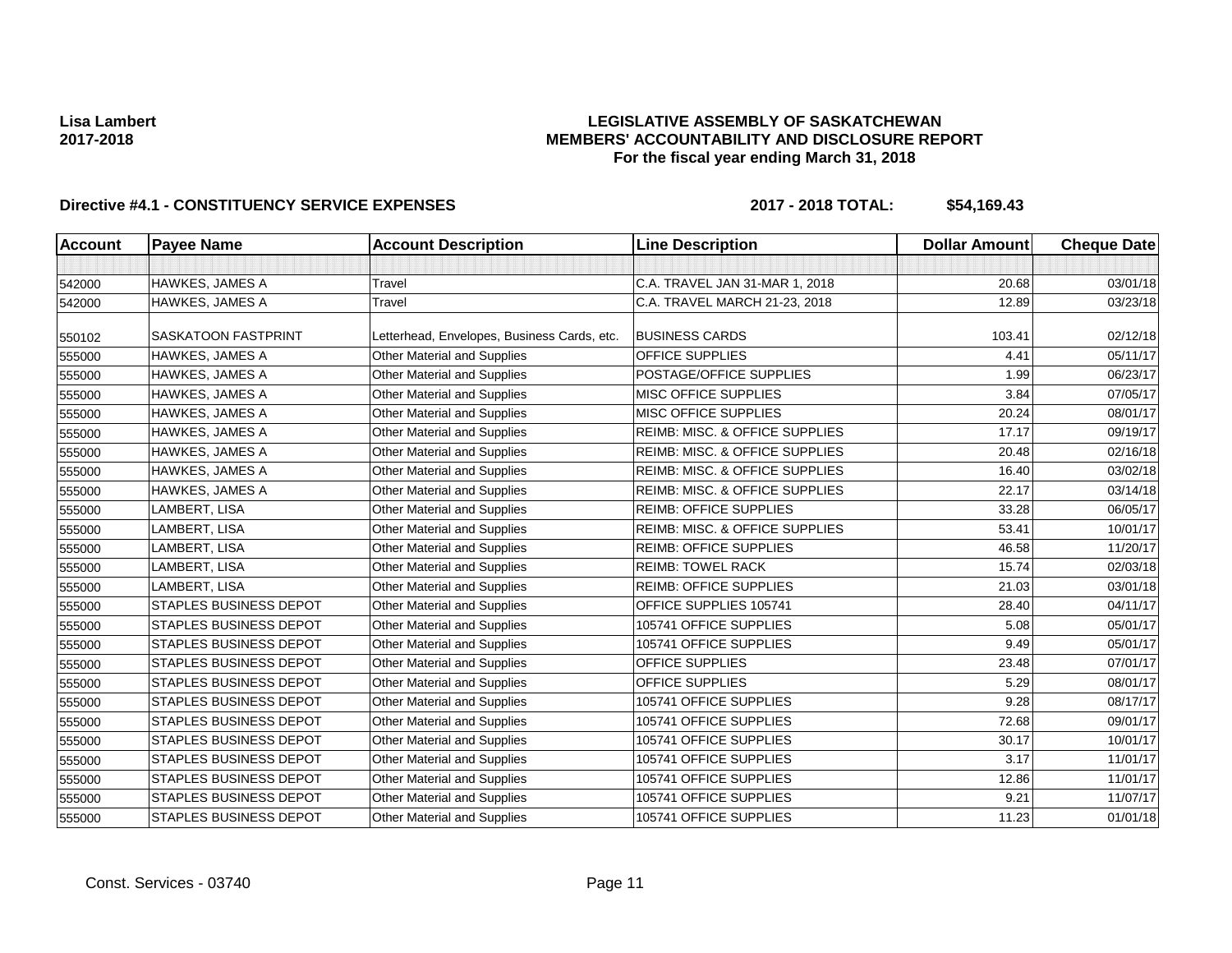**Lisa Lambert**
**2017-2018**

**LEGISLATIVE ASSEMBLY OF SASKATCHEWAN**
**MEMBERS' ACCOUNTABILITY AND DISCLOSURE REPORT**
**For the fiscal year ending March 31, 2018**

**Directive #4.1 - CONSTITUENCY SERVICE EXPENSES** **2017 - 2018 TOTAL: $54,169.43**

| Account | Payee Name | Account Description | Line Description | Dollar Amount | Cheque Date |
|---|---|---|---|---|---|
| | | | | | |
| 542000 | HAWKES, JAMES A | Travel | C.A. TRAVEL JAN 31-MAR 1, 2018 | 20.68 | 03/01/18 |
| 542000 | HAWKES, JAMES A | Travel | C.A. TRAVEL MARCH 21-23, 2018 | 12.89 | 03/23/18 |
| 550102 | SASKATOON FASTPRINT | Letterhead, Envelopes, Business Cards, etc. | BUSINESS CARDS | 103.41 | 02/12/18 |
| 555000 | HAWKES, JAMES A | Other Material and Supplies | OFFICE SUPPLIES | 4.41 | 05/11/17 |
| 555000 | HAWKES, JAMES A | Other Material and Supplies | POSTAGE/OFFICE SUPPLIES | 1.99 | 06/23/17 |
| 555000 | HAWKES, JAMES A | Other Material and Supplies | MISC OFFICE SUPPLIES | 3.84 | 07/05/17 |
| 555000 | HAWKES, JAMES A | Other Material and Supplies | MISC OFFICE SUPPLIES | 20.24 | 08/01/17 |
| 555000 | HAWKES, JAMES A | Other Material and Supplies | REIMB: MISC. & OFFICE SUPPLIES | 17.17 | 09/19/17 |
| 555000 | HAWKES, JAMES A | Other Material and Supplies | REIMB: MISC. & OFFICE SUPPLIES | 20.48 | 02/16/18 |
| 555000 | HAWKES, JAMES A | Other Material and Supplies | REIMB: MISC. & OFFICE SUPPLIES | 16.40 | 03/02/18 |
| 555000 | HAWKES, JAMES A | Other Material and Supplies | REIMB: MISC. & OFFICE SUPPLIES | 22.17 | 03/14/18 |
| 555000 | LAMBERT, LISA | Other Material and Supplies | REIMB: OFFICE SUPPLIES | 33.28 | 06/05/17 |
| 555000 | LAMBERT, LISA | Other Material and Supplies | REIMB: MISC. & OFFICE SUPPLIES | 53.41 | 10/01/17 |
| 555000 | LAMBERT, LISA | Other Material and Supplies | REIMB: OFFICE SUPPLIES | 46.58 | 11/20/17 |
| 555000 | LAMBERT, LISA | Other Material and Supplies | REIMB: TOWEL RACK | 15.74 | 02/03/18 |
| 555000 | LAMBERT, LISA | Other Material and Supplies | REIMB: OFFICE SUPPLIES | 21.03 | 03/01/18 |
| 555000 | STAPLES BUSINESS DEPOT | Other Material and Supplies | OFFICE SUPPLIES 105741 | 28.40 | 04/11/17 |
| 555000 | STAPLES BUSINESS DEPOT | Other Material and Supplies | 105741 OFFICE SUPPLIES | 5.08 | 05/01/17 |
| 555000 | STAPLES BUSINESS DEPOT | Other Material and Supplies | 105741 OFFICE SUPPLIES | 9.49 | 05/01/17 |
| 555000 | STAPLES BUSINESS DEPOT | Other Material and Supplies | OFFICE SUPPLIES | 23.48 | 07/01/17 |
| 555000 | STAPLES BUSINESS DEPOT | Other Material and Supplies | OFFICE SUPPLIES | 5.29 | 08/01/17 |
| 555000 | STAPLES BUSINESS DEPOT | Other Material and Supplies | 105741 OFFICE SUPPLIES | 9.28 | 08/17/17 |
| 555000 | STAPLES BUSINESS DEPOT | Other Material and Supplies | 105741 OFFICE SUPPLIES | 72.68 | 09/01/17 |
| 555000 | STAPLES BUSINESS DEPOT | Other Material and Supplies | 105741 OFFICE SUPPLIES | 30.17 | 10/01/17 |
| 555000 | STAPLES BUSINESS DEPOT | Other Material and Supplies | 105741 OFFICE SUPPLIES | 3.17 | 11/01/17 |
| 555000 | STAPLES BUSINESS DEPOT | Other Material and Supplies | 105741 OFFICE SUPPLIES | 12.86 | 11/01/17 |
| 555000 | STAPLES BUSINESS DEPOT | Other Material and Supplies | 105741 OFFICE SUPPLIES | 9.21 | 11/07/17 |
| 555000 | STAPLES BUSINESS DEPOT | Other Material and Supplies | 105741 OFFICE SUPPLIES | 11.23 | 01/01/18 |

Const. Services - 03740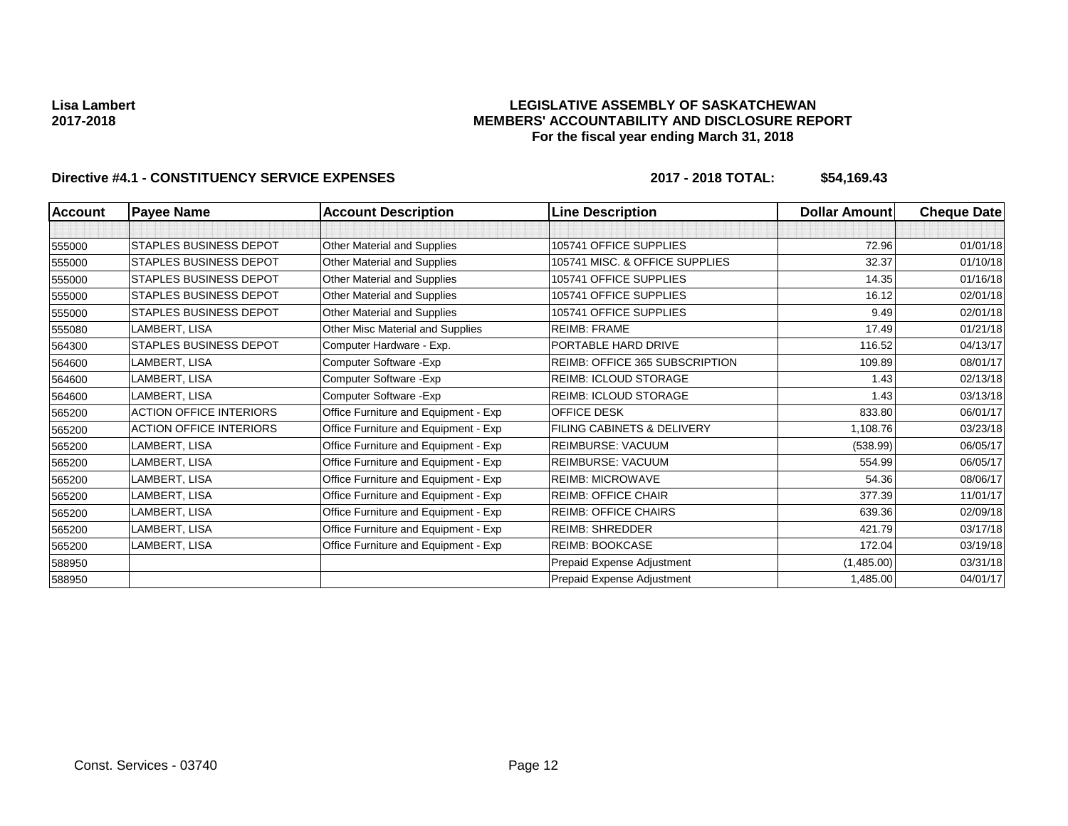**Lisa Lambert**
**2017-2018**

**LEGISLATIVE ASSEMBLY OF SASKATCHEWAN**
**MEMBERS' ACCOUNTABILITY AND DISCLOSURE REPORT**
**For the fiscal year ending March 31, 2018**

**Directive #4.1 - CONSTITUENCY SERVICE EXPENSES** **2017 - 2018 TOTAL: $54,169.43**

| Account | Payee Name | Account Description | Line Description | Dollar Amount | Cheque Date |
|---|---|---|---|---|---|
| | | | | | |
| 555000 | STAPLES BUSINESS DEPOT | Other Material and Supplies | 105741 OFFICE SUPPLIES | 72.96 | 01/01/18 |
| 555000 | STAPLES BUSINESS DEPOT | Other Material and Supplies | 105741 MISC. & OFFICE SUPPLIES | 32.37 | 01/10/18 |
| 555000 | STAPLES BUSINESS DEPOT | Other Material and Supplies | 105741 OFFICE SUPPLIES | 14.35 | 01/16/18 |
| 555000 | STAPLES BUSINESS DEPOT | Other Material and Supplies | 105741 OFFICE SUPPLIES | 16.12 | 02/01/18 |
| 555000 | STAPLES BUSINESS DEPOT | Other Material and Supplies | 105741 OFFICE SUPPLIES | 9.49 | 02/01/18 |
| 555080 | LAMBERT, LISA | Other Misc Material and Supplies | REIMB: FRAME | 17.49 | 01/21/18 |
| 564300 | STAPLES BUSINESS DEPOT | Computer Hardware - Exp. | PORTABLE HARD DRIVE | 116.52 | 04/13/17 |
| 564600 | LAMBERT, LISA | Computer Software -Exp | REIMB: OFFICE 365 SUBSCRIPTION | 109.89 | 08/01/17 |
| 564600 | LAMBERT, LISA | Computer Software -Exp | REIMB: ICLOUD STORAGE | 1.43 | 02/13/18 |
| 564600 | LAMBERT, LISA | Computer Software -Exp | REIMB: ICLOUD STORAGE | 1.43 | 03/13/18 |
| 565200 | ACTION OFFICE INTERIORS | Office Furniture and Equipment - Exp | OFFICE DESK | 833.80 | 06/01/17 |
| 565200 | ACTION OFFICE INTERIORS | Office Furniture and Equipment - Exp | FILING CABINETS & DELIVERY | 1,108.76 | 03/23/18 |
| 565200 | LAMBERT, LISA | Office Furniture and Equipment - Exp | REIMBURSE: VACUUM | (538.99) | 06/05/17 |
| 565200 | LAMBERT, LISA | Office Furniture and Equipment - Exp | REIMBURSE: VACUUM | 554.99 | 06/05/17 |
| 565200 | LAMBERT, LISA | Office Furniture and Equipment - Exp | REIMB: MICROWAVE | 54.36 | 08/06/17 |
| 565200 | LAMBERT, LISA | Office Furniture and Equipment - Exp | REIMB: OFFICE CHAIR | 377.39 | 11/01/17 |
| 565200 | LAMBERT, LISA | Office Furniture and Equipment - Exp | REIMB: OFFICE CHAIRS | 639.36 | 02/09/18 |
| 565200 | LAMBERT, LISA | Office Furniture and Equipment - Exp | REIMB: SHREDDER | 421.79 | 03/17/18 |
| 565200 | LAMBERT, LISA | Office Furniture and Equipment - Exp | REIMB: BOOKCASE | 172.04 | 03/19/18 |
| 588950 | | | Prepaid Expense Adjustment | (1,485.00) | 03/31/18 |
| 588950 | | | Prepaid Expense Adjustment | 1,485.00 | 04/01/17 |

Const. Services - 03740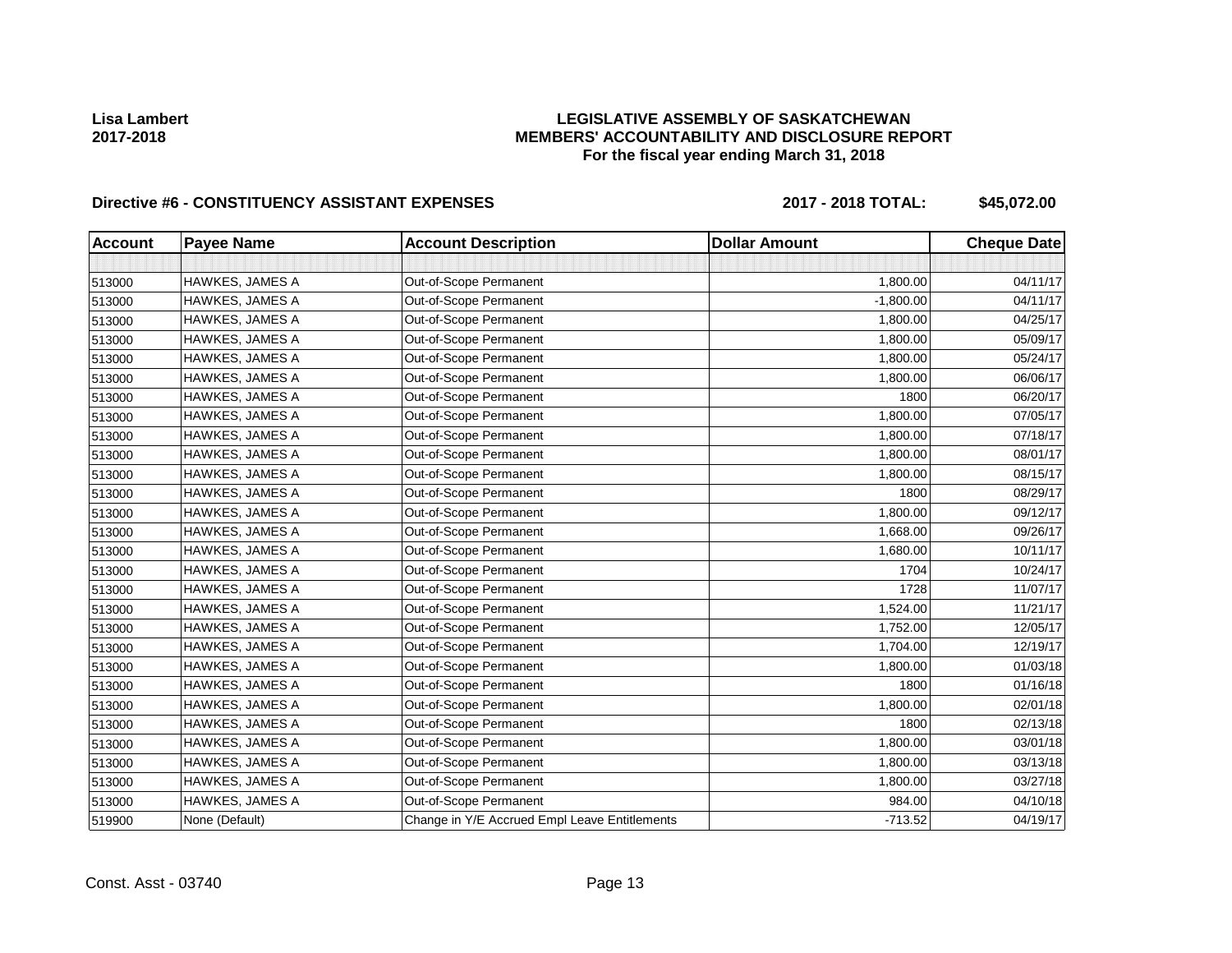**Lisa Lambert**
**2017-2018**

# LEGISLATIVE ASSEMBLY OF SASKATCHEWAN
## MEMBERS' ACCOUNTABILITY AND DISCLOSURE REPORT
### For the fiscal year ending March 31, 2018

**Directive #6 - CONSTITUENCY ASSISTANT EXPENSES** **2017 - 2018 TOTAL: $45,072.00**

| Account | Payee Name | Account Description | Dollar Amount | Cheque Date |
|---|---|---|---|---|
| | | | | |
| 513000 | HAWKES, JAMES A | Out-of-Scope Permanent | 1,800.00 | 04/11/17 |
| 513000 | HAWKES, JAMES A | Out-of-Scope Permanent | -1,800.00 | 04/11/17 |
| 513000 | HAWKES, JAMES A | Out-of-Scope Permanent | 1,800.00 | 04/25/17 |
| 513000 | HAWKES, JAMES A | Out-of-Scope Permanent | 1,800.00 | 05/09/17 |
| 513000 | HAWKES, JAMES A | Out-of-Scope Permanent | 1,800.00 | 05/24/17 |
| 513000 | HAWKES, JAMES A | Out-of-Scope Permanent | 1,800.00 | 06/06/17 |
| 513000 | HAWKES, JAMES A | Out-of-Scope Permanent | 1800 | 06/20/17 |
| 513000 | HAWKES, JAMES A | Out-of-Scope Permanent | 1,800.00 | 07/05/17 |
| 513000 | HAWKES, JAMES A | Out-of-Scope Permanent | 1,800.00 | 07/18/17 |
| 513000 | HAWKES, JAMES A | Out-of-Scope Permanent | 1,800.00 | 08/01/17 |
| 513000 | HAWKES, JAMES A | Out-of-Scope Permanent | 1,800.00 | 08/15/17 |
| 513000 | HAWKES, JAMES A | Out-of-Scope Permanent | 1800 | 08/29/17 |
| 513000 | HAWKES, JAMES A | Out-of-Scope Permanent | 1,800.00 | 09/12/17 |
| 513000 | HAWKES, JAMES A | Out-of-Scope Permanent | 1,668.00 | 09/26/17 |
| 513000 | HAWKES, JAMES A | Out-of-Scope Permanent | 1,680.00 | 10/11/17 |
| 513000 | HAWKES, JAMES A | Out-of-Scope Permanent | 1704 | 10/24/17 |
| 513000 | HAWKES, JAMES A | Out-of-Scope Permanent | 1728 | 11/07/17 |
| 513000 | HAWKES, JAMES A | Out-of-Scope Permanent | 1,524.00 | 11/21/17 |
| 513000 | HAWKES, JAMES A | Out-of-Scope Permanent | 1,752.00 | 12/05/17 |
| 513000 | HAWKES, JAMES A | Out-of-Scope Permanent | 1,704.00 | 12/19/17 |
| 513000 | HAWKES, JAMES A | Out-of-Scope Permanent | 1,800.00 | 01/03/18 |
| 513000 | HAWKES, JAMES A | Out-of-Scope Permanent | 1800 | 01/16/18 |
| 513000 | HAWKES, JAMES A | Out-of-Scope Permanent | 1,800.00 | 02/01/18 |
| 513000 | HAWKES, JAMES A | Out-of-Scope Permanent | 1800 | 02/13/18 |
| 513000 | HAWKES, JAMES A | Out-of-Scope Permanent | 1,800.00 | 03/01/18 |
| 513000 | HAWKES, JAMES A | Out-of-Scope Permanent | 1,800.00 | 03/13/18 |
| 513000 | HAWKES, JAMES A | Out-of-Scope Permanent | 1,800.00 | 03/27/18 |
| 513000 | HAWKES, JAMES A | Out-of-Scope Permanent | 984.00 | 04/10/18 |
| 519900 | None (Default) | Change in Y/E Accrued Empl Leave Entitlements | -713.52 | 04/19/17 |

Const. Asst - 03740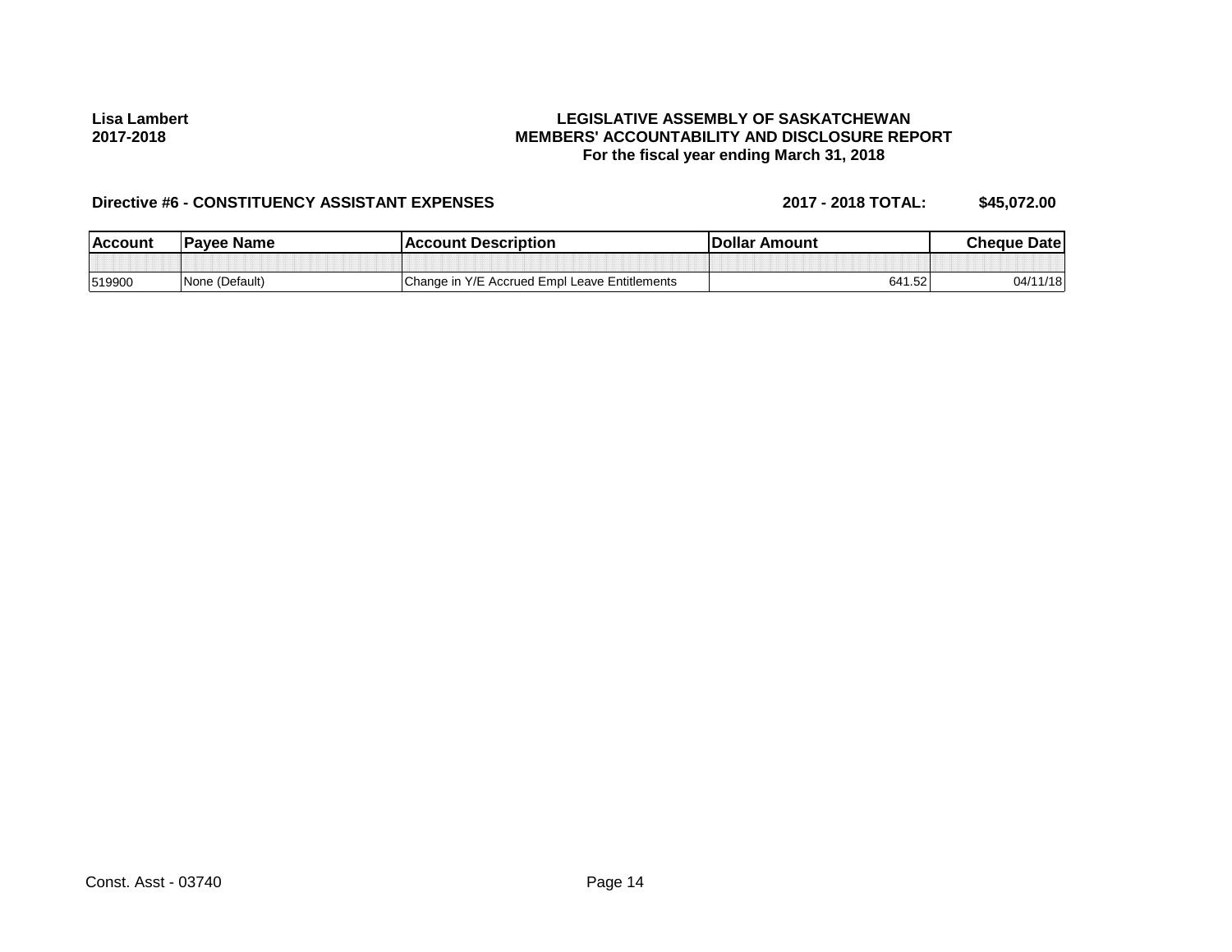**Lisa Lambert**
**2017-2018**

**LEGISLATIVE ASSEMBLY OF SASKATCHEWAN**
**MEMBERS' ACCOUNTABILITY AND DISCLOSURE REPORT**
**For the fiscal year ending March 31, 2018**

**Directive #6 - CONSTITUENCY ASSISTANT EXPENSES** **2017 - 2018 TOTAL: $45,072.00**

| Account | Payee Name | Account Description | Dollar Amount | Cheque Date |
|---|---|---|---|---|
| | | | | |
| 519900 | None (Default) | Change in Y/E Accrued Empl Leave Entitlements | 641.52 | 04/11/18 |

Const. Asst - 03740